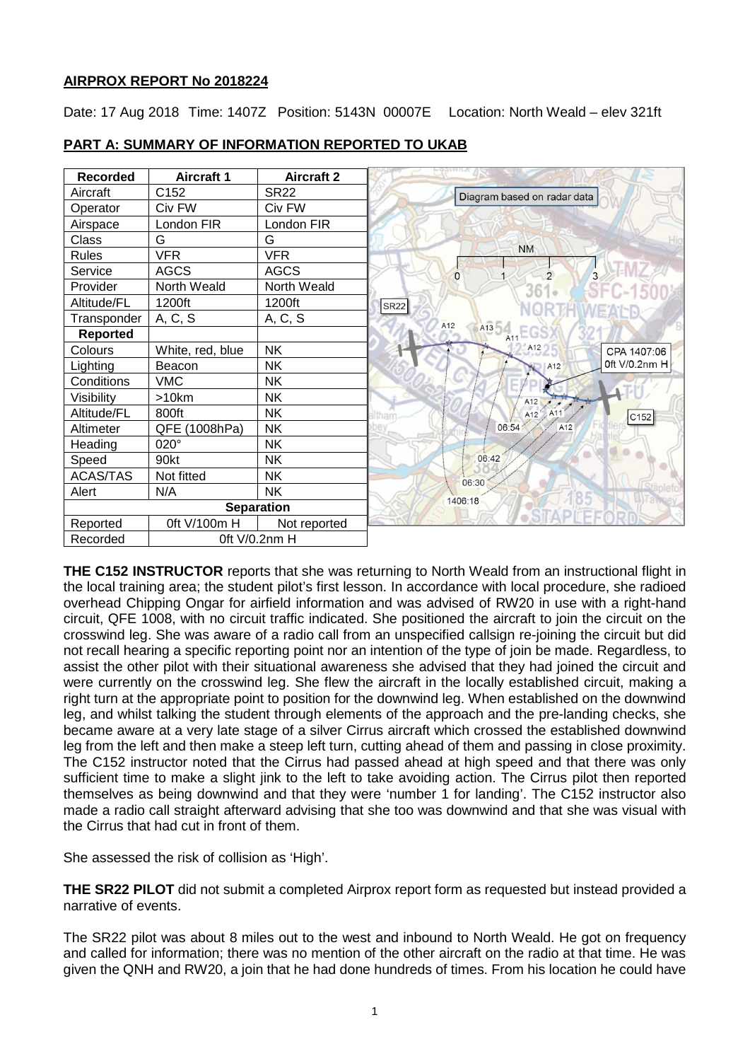**AIRPROX REPORT No 2018224**

Date: 17 Aug 2018 Time: 1407Z Position: 5143N 00007E Location: North Weald – elev 321ft

## PART A: SUMMARY OF INFORMATION REPORTED TO UKAB

| Recorded | Aircraft 1 | Aircraft 2 |
|---|---|---|
| Aircraft | C152 | SR22 |
| Operator | Civ FW | Civ FW |
| Airspace | London FIR | London FIR |
| Class | G | G |
| Rules | VFR | VFR |
| Service | AGCS | AGCS |
| Provider | North Weald | North Weald |
| Altitude/FL | 1200ft | 1200ft |
| Transponder | A, C, S | A, C, S |
| **Reported** | | |
| Colours | White, red, blue | NK |
| Lighting | Beacon | NK |
| Conditions | VMC | NK |
| Visibility | >10km | NK |
| Altitude/FL | 800ft | NK |
| Altimeter | QFE (1008hPa) | NK |
| Heading | 020° | NK |
| Speed | 90kt | NK |
| ACAS/TAS | Not fitted | NK |
| Alert | N/A | NK |
| **Separation** | | |
| Reported | 0ft V/100m H | Not reported |
| Recorded | 0ft V/0.2nm H | |

Diagram based on radar data

**THE C152 INSTRUCTOR** reports that she was returning to North Weald from an instructional flight in the local training area; the student pilot's first lesson. In accordance with local procedure, she radioed overhead Chipping Ongar for airfield information and was advised of RW20 in use with a right-hand circuit, QFE 1008, with no circuit traffic indicated. She positioned the aircraft to join the circuit on the crosswind leg. She was aware of a radio call from an unspecified callsign re-joining the circuit but did not recall hearing a specific reporting point nor an intention of the type of join be made. Regardless, to assist the other pilot with their situational awareness she advised that they had joined the circuit and were currently on the crosswind leg. She flew the aircraft in the locally established circuit, making a right turn at the appropriate point to position for the downwind leg. When established on the downwind leg, and whilst talking the student through elements of the approach and the pre-landing checks, she became aware at a very late stage of a silver Cirrus aircraft which crossed the established downwind leg from the left and then make a steep left turn, cutting ahead of them and passing in close proximity. The C152 instructor noted that the Cirrus had passed ahead at high speed and that there was only sufficient time to make a slight jink to the left to take avoiding action. The Cirrus pilot then reported themselves as being downwind and that they were 'number 1 for landing'. The C152 instructor also made a radio call straight afterward advising that she too was downwind and that she was visual with the Cirrus that had cut in front of them.

She assessed the risk of collision as 'High'.

**THE SR22 PILOT** did not submit a completed Airprox report form as requested but instead provided a narrative of events.

The SR22 pilot was about 8 miles out to the west and inbound to North Weald. He got on frequency and called for information; there was no mention of the other aircraft on the radio at that time. He was given the QNH and RW20, a join that he had done hundreds of times. From his location he could have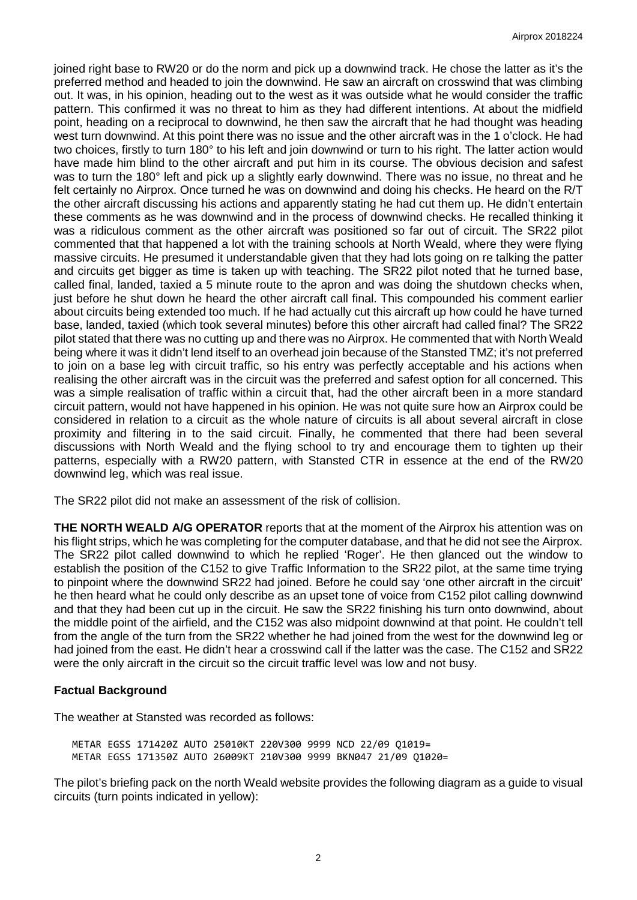joined right base to RW20 or do the norm and pick up a downwind track. He chose the latter as it's the preferred method and headed to join the downwind. He saw an aircraft on crosswind that was climbing out. It was, in his opinion, heading out to the west as it was outside what he would consider the traffic pattern. This confirmed it was no threat to him as they had different intentions. At about the midfield point, heading on a reciprocal to downwind, he then saw the aircraft that he had thought was heading west turn downwind. At this point there was no issue and the other aircraft was in the 1 o'clock. He had two choices, firstly to turn 180° to his left and join downwind or turn to his right. The latter action would have made him blind to the other aircraft and put him in its course. The obvious decision and safest was to turn the 180° left and pick up a slightly early downwind. There was no issue, no threat and he felt certainly no Airprox. Once turned he was on downwind and doing his checks. He heard on the R/T the other aircraft discussing his actions and apparently stating he had cut them up. He didn't entertain these comments as he was downwind and in the process of downwind checks. He recalled thinking it was a ridiculous comment as the other aircraft was positioned so far out of circuit. The SR22 pilot commented that that happened a lot with the training schools at North Weald, where they were flying massive circuits. He presumed it understandable given that they had lots going on re talking the patter and circuits get bigger as time is taken up with teaching. The SR22 pilot noted that he turned base, called final, landed, taxied a 5 minute route to the apron and was doing the shutdown checks when, just before he shut down he heard the other aircraft call final. This compounded his comment earlier about circuits being extended too much. If he had actually cut this aircraft up how could he have turned base, landed, taxied (which took several minutes) before this other aircraft had called final? The SR22 pilot stated that there was no cutting up and there was no Airprox. He commented that with North Weald being where it was it didn't lend itself to an overhead join because of the Stansted TMZ; it's not preferred to join on a base leg with circuit traffic, so his entry was perfectly acceptable and his actions when realising the other aircraft was in the circuit was the preferred and safest option for all concerned. This was a simple realisation of traffic within a circuit that, had the other aircraft been in a more standard circuit pattern, would not have happened in his opinion. He was not quite sure how an Airprox could be considered in relation to a circuit as the whole nature of circuits is all about several aircraft in close proximity and filtering in to the said circuit. Finally, he commented that there had been several discussions with North Weald and the flying school to try and encourage them to tighten up their patterns, especially with a RW20 pattern, with Stansted CTR in essence at the end of the RW20 downwind leg, which was real issue.

The SR22 pilot did not make an assessment of the risk of collision.

**THE NORTH WEALD A/G OPERATOR** reports that at the moment of the Airprox his attention was on his flight strips, which he was completing for the computer database, and that he did not see the Airprox. The SR22 pilot called downwind to which he replied 'Roger'. He then glanced out the window to establish the position of the C152 to give Traffic Information to the SR22 pilot, at the same time trying to pinpoint where the downwind SR22 had joined. Before he could say 'one other aircraft in the circuit' he then heard what he could only describe as an upset tone of voice from C152 pilot calling downwind and that they had been cut up in the circuit. He saw the SR22 finishing his turn onto downwind, about the middle point of the airfield, and the C152 was also midpoint downwind at that point. He couldn't tell from the angle of the turn from the SR22 whether he had joined from the west for the downwind leg or had joined from the east. He didn't hear a crosswind call if the latter was the case. The C152 and SR22 were the only aircraft in the circuit so the circuit traffic level was low and not busy.

## Factual Background

The weather at Stansted was recorded as follows:

```
METAR EGSS 171420Z AUTO 25010KT 220V300 9999 NCD 22/09 Q1019=
METAR EGSS 171350Z AUTO 26009KT 210V300 9999 BKN047 21/09 Q1020=
```

The pilot's briefing pack on the north Weald website provides the following diagram as a guide to visual circuits (turn points indicated in yellow):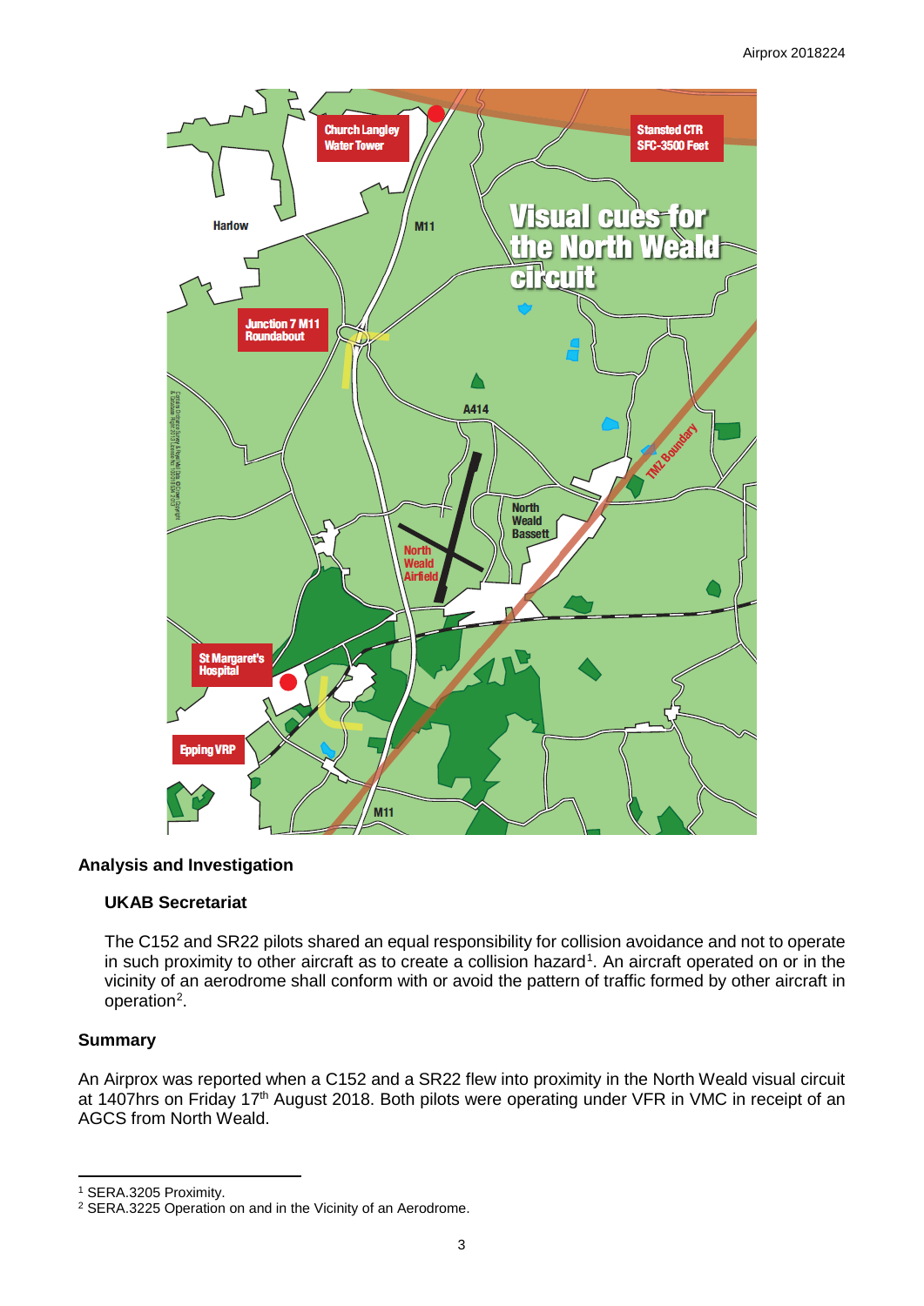## Analysis and Investigation

### UKAB Secretariat

The C152 and SR22 pilots shared an equal responsibility for collision avoidance and not to operate in such proximity to other aircraft as to create a collision hazard[1]. An aircraft operated on or in the vicinity of an aerodrome shall conform with or avoid the pattern of traffic formed by other aircraft in operation[2].

## Summary

An Airprox was reported when a C152 and a SR22 flew into proximity in the North Weald visual circuit at 1407hrs on Friday 17th August 2018. Both pilots were operating under VFR in VMC in receipt of an AGCS from North Weald.

---

[1] SERA.3205 Proximity.

[2] SERA.3225 Operation on and in the Vicinity of an Aerodrome.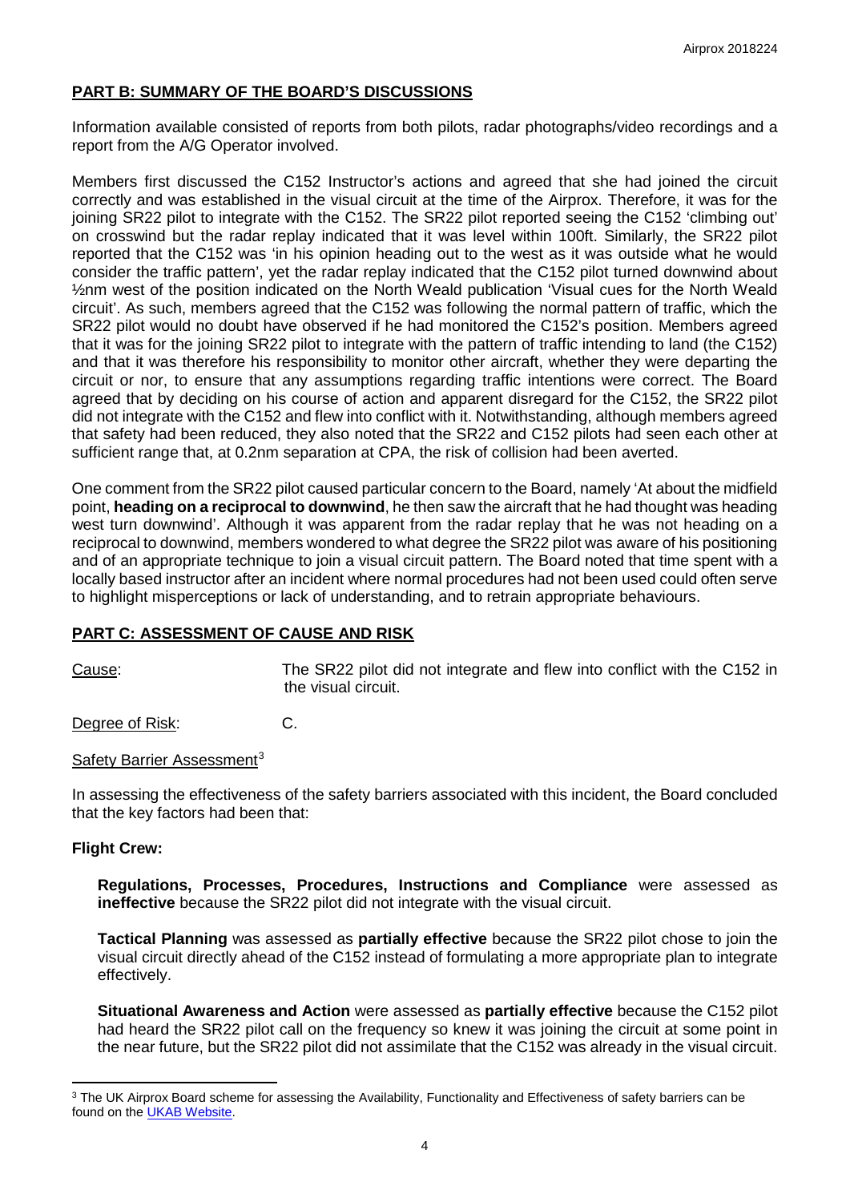## PART B: SUMMARY OF THE BOARD'S DISCUSSIONS

Information available consisted of reports from both pilots, radar photographs/video recordings and a report from the A/G Operator involved.

Members first discussed the C152 Instructor's actions and agreed that she had joined the circuit correctly and was established in the visual circuit at the time of the Airprox. Therefore, it was for the joining SR22 pilot to integrate with the C152. The SR22 pilot reported seeing the C152 'climbing out' on crosswind but the radar replay indicated that it was level within 100ft. Similarly, the SR22 pilot reported that the C152 was 'in his opinion heading out to the west as it was outside what he would consider the traffic pattern', yet the radar replay indicated that the C152 pilot turned downwind about ½nm west of the position indicated on the North Weald publication 'Visual cues for the North Weald circuit'. As such, members agreed that the C152 was following the normal pattern of traffic, which the SR22 pilot would no doubt have observed if he had monitored the C152's position. Members agreed that it was for the joining SR22 pilot to integrate with the pattern of traffic intending to land (the C152) and that it was therefore his responsibility to monitor other aircraft, whether they were departing the circuit or nor, to ensure that any assumptions regarding traffic intentions were correct. The Board agreed that by deciding on his course of action and apparent disregard for the C152, the SR22 pilot did not integrate with the C152 and flew into conflict with it. Notwithstanding, although members agreed that safety had been reduced, they also noted that the SR22 and C152 pilots had seen each other at sufficient range that, at 0.2nm separation at CPA, the risk of collision had been averted.

One comment from the SR22 pilot caused particular concern to the Board, namely 'At about the midfield point, **heading on a reciprocal to downwind**, he then saw the aircraft that he had thought was heading west turn downwind'. Although it was apparent from the radar replay that he was not heading on a reciprocal to downwind, members wondered to what degree the SR22 pilot was aware of his positioning and of an appropriate technique to join a visual circuit pattern. The Board noted that time spent with a locally based instructor after an incident where normal procedures had not been used could often serve to highlight misperceptions or lack of understanding, and to retrain appropriate behaviours.

## PART C: ASSESSMENT OF CAUSE AND RISK

Cause: The SR22 pilot did not integrate and flew into conflict with the C152 in the visual circuit.

Degree of Risk: C.

Safety Barrier Assessment[3]

In assessing the effectiveness of the safety barriers associated with this incident, the Board concluded that the key factors had been that:

### Flight Crew:

**Regulations, Processes, Procedures, Instructions and Compliance** were assessed as **ineffective** because the SR22 pilot did not integrate with the visual circuit.

**Tactical Planning** was assessed as **partially effective** because the SR22 pilot chose to join the visual circuit directly ahead of the C152 instead of formulating a more appropriate plan to integrate effectively.

**Situational Awareness and Action** were assessed as **partially effective** because the C152 pilot had heard the SR22 pilot call on the frequency so knew it was joining the circuit at some point in the near future, but the SR22 pilot did not assimilate that the C152 was already in the visual circuit.

[3] The UK Airprox Board scheme for assessing the Availability, Functionality and Effectiveness of safety barriers can be found on the UKAB Website.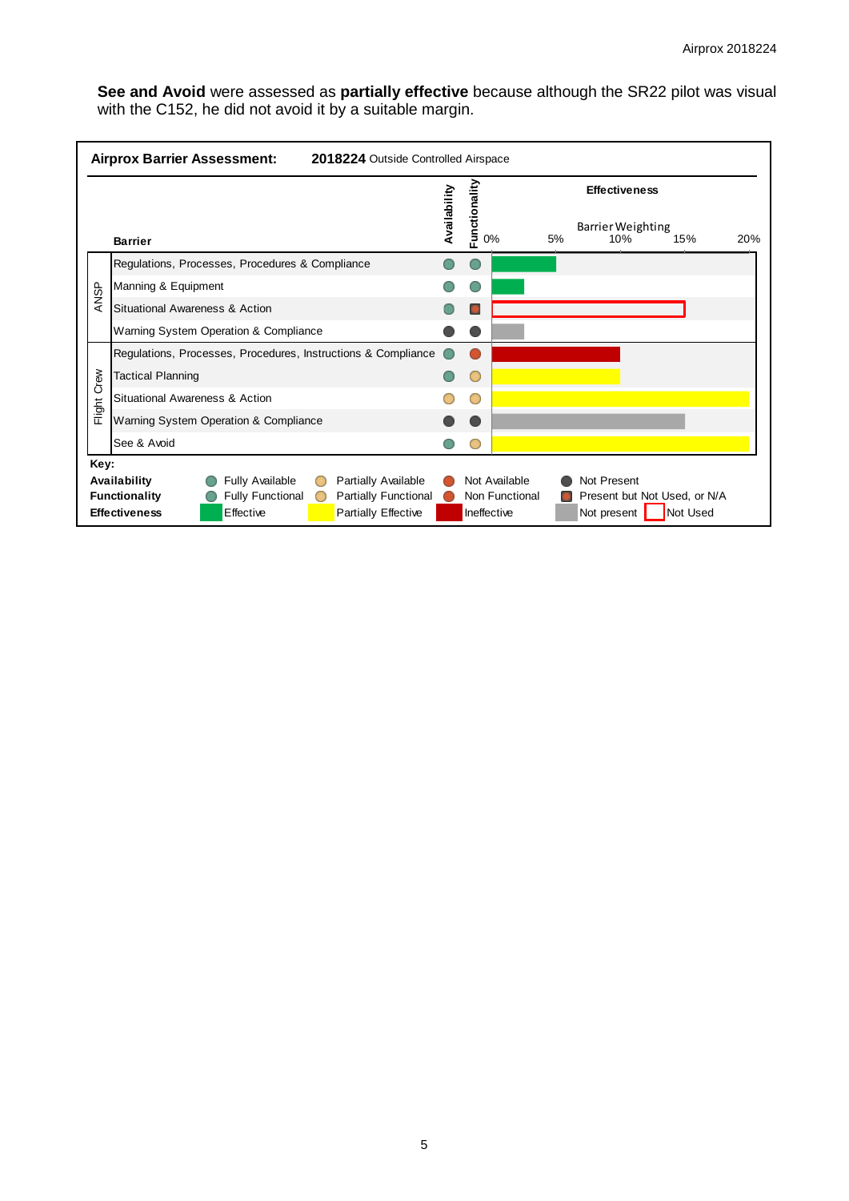**See and Avoid** were assessed as **partially effective** because although the SR22 pilot was visual with the C152, he did not avoid it by a suitable margin.

**Airprox Barrier Assessment:** **2018224** Outside Controlled Airspace

Effectiveness

Barrier Weighting

0% 5% 10% 15% 20%

Barrier | Availability | Functionality

ANSP

Regulations, Processes, Procedures & Compliance

Manning & Equipment

Situational Awareness & Action

Warning System Operation & Compliance

Flight Crew

Regulations, Processes, Procedures, Instructions & Compliance

Tactical Planning

Situational Awareness & Action

Warning System Operation & Compliance

See & Avoid

**Key:**

**Availability** Fully Available | Partially Available | Not Available | Not Present

**Functionality** Fully Functional | Partially Functional | Non Functional | Present but Not Used, or N/A

**Effectiveness** Effective | Partially Effective | Ineffective | Not present | Not Used